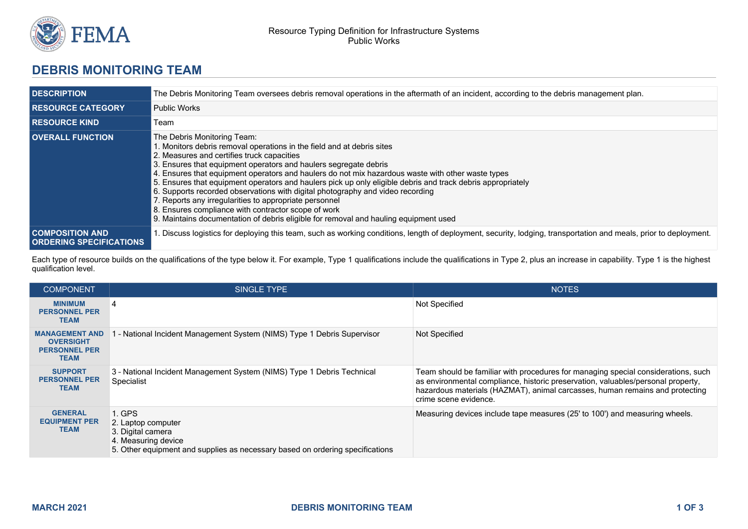Resource Typing Definition for Infrastructure Systems
Public Works

# DEBRIS MONITORING TEAM

| | |
|---|---|
| **DESCRIPTION** | The Debris Monitoring Team oversees debris removal operations in the aftermath of an incident, according to the debris management plan. |
| **RESOURCE CATEGORY** | Public Works |
| **RESOURCE KIND** | Team |
| **OVERALL FUNCTION** | The Debris Monitoring Team:<br>1. Monitors debris removal operations in the field and at debris sites<br>2. Measures and certifies truck capacities<br>3. Ensures that equipment operators and haulers segregate debris<br>4. Ensures that equipment operators and haulers do not mix hazardous waste with other waste types<br>5. Ensures that equipment operators and haulers pick up only eligible debris and track debris appropriately<br>6. Supports recorded observations with digital photography and video recording<br>7. Reports any irregularities to appropriate personnel<br>8. Ensures compliance with contractor scope of work<br>9. Maintains documentation of debris eligible for removal and hauling equipment used |
| **COMPOSITION AND ORDERING SPECIFICATIONS** | 1. Discuss logistics for deploying this team, such as working conditions, length of deployment, security, lodging, transportation and meals, prior to deployment. |

Each type of resource builds on the qualifications of the type below it. For example, Type 1 qualifications include the qualifications in Type 2, plus an increase in capability. Type 1 is the highest qualification level.

| COMPONENT | SINGLE TYPE | NOTES |
|---|---|---|
| **MINIMUM PERSONNEL PER TEAM** | 4 | Not Specified |
| **MANAGEMENT AND OVERSIGHT PERSONNEL PER TEAM** | 1 - National Incident Management System (NIMS) Type 1 Debris Supervisor | Not Specified |
| **SUPPORT PERSONNEL PER TEAM** | 3 - National Incident Management System (NIMS) Type 1 Debris Technical Specialist | Team should be familiar with procedures for managing special considerations, such as environmental compliance, historic preservation, valuables/personal property, hazardous materials (HAZMAT), animal carcasses, human remains and protecting crime scene evidence. |
| **GENERAL EQUIPMENT PER TEAM** | 1. GPS<br>2. Laptop computer<br>3. Digital camera<br>4. Measuring device<br>5. Other equipment and supplies as necessary based on ordering specifications | Measuring devices include tape measures (25' to 100') and measuring wheels. |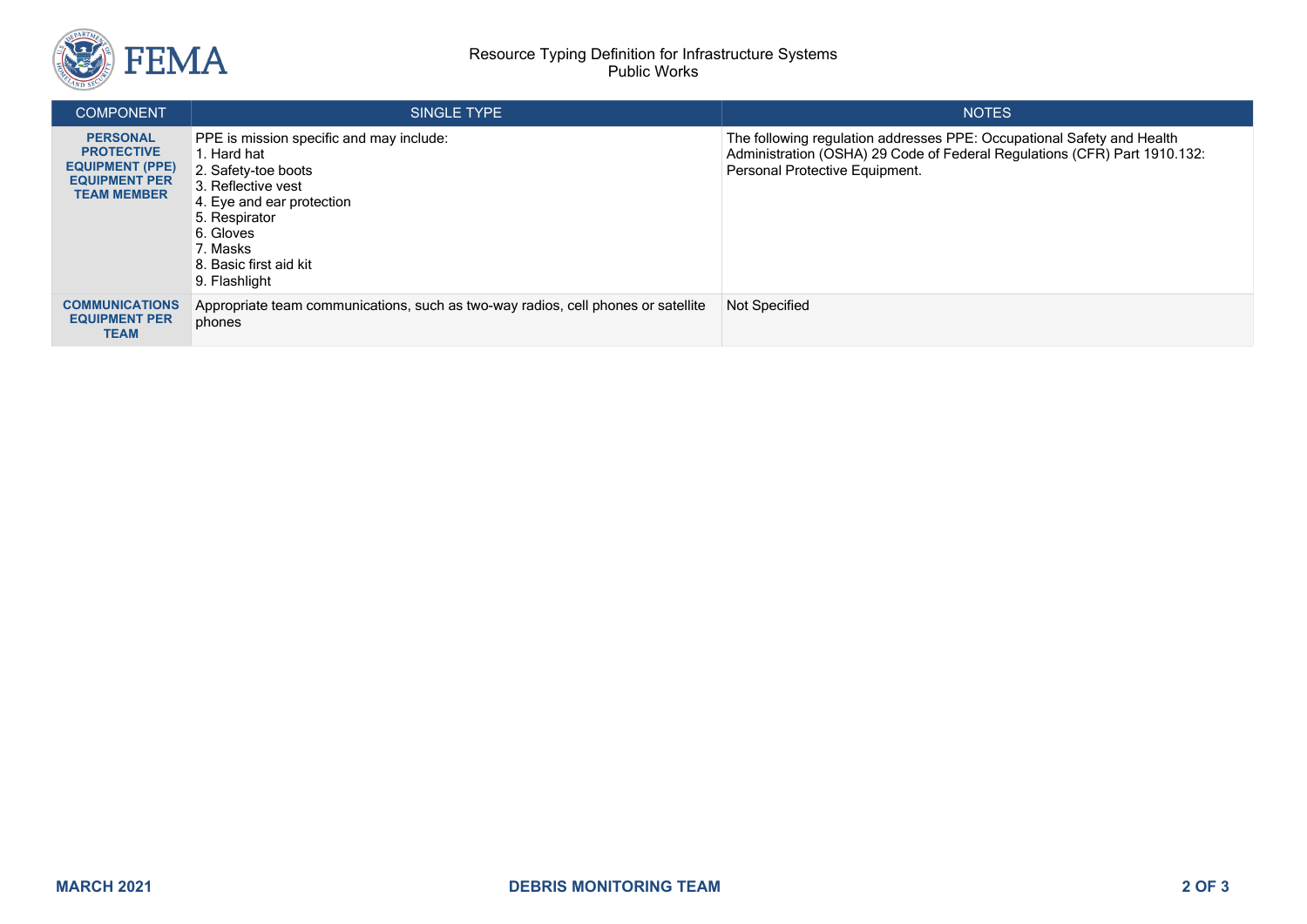| COMPONENT | SINGLE TYPE | NOTES |
| --- | --- | --- |
| **PERSONAL PROTECTIVE EQUIPMENT (PPE) EQUIPMENT PER TEAM MEMBER** | PPE is mission specific and may include:<br>1. Hard hat<br>2. Safety-toe boots<br>3. Reflective vest<br>4. Eye and ear protection<br>5. Respirator<br>6. Gloves<br>7. Masks<br>8. Basic first aid kit<br>9. Flashlight | The following regulation addresses PPE: Occupational Safety and Health Administration (OSHA) 29 Code of Federal Regulations (CFR) Part 1910.132: Personal Protective Equipment. |
| **COMMUNICATIONS EQUIPMENT PER TEAM** | Appropriate team communications, such as two-way radios, cell phones or satellite phones | Not Specified |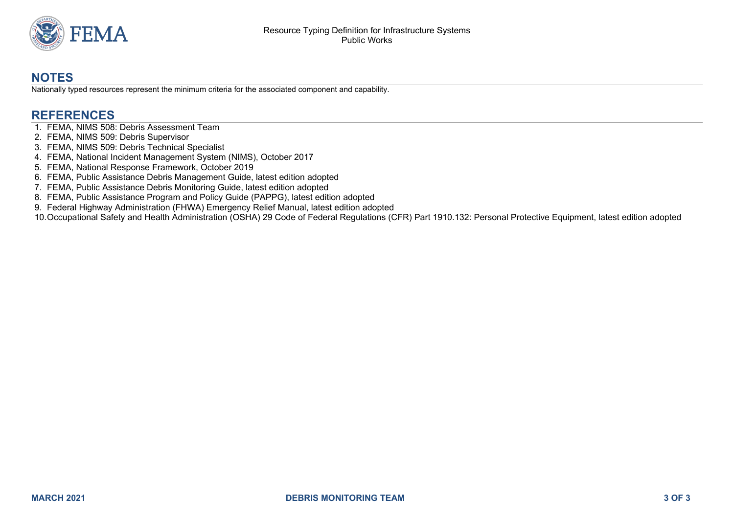## NOTES

Nationally typed resources represent the minimum criteria for the associated component and capability.

## REFERENCES

1. FEMA, NIMS 508: Debris Assessment Team
2. FEMA, NIMS 509: Debris Supervisor
3. FEMA, NIMS 509: Debris Technical Specialist
4. FEMA, National Incident Management System (NIMS), October 2017
5. FEMA, National Response Framework, October 2019
6. FEMA, Public Assistance Debris Management Guide, latest edition adopted
7. FEMA, Public Assistance Debris Monitoring Guide, latest edition adopted
8. FEMA, Public Assistance Program and Policy Guide (PAPPG), latest edition adopted
9. Federal Highway Administration (FHWA) Emergency Relief Manual, latest edition adopted
10. Occupational Safety and Health Administration (OSHA) 29 Code of Federal Regulations (CFR) Part 1910.132: Personal Protective Equipment, latest edition adopted